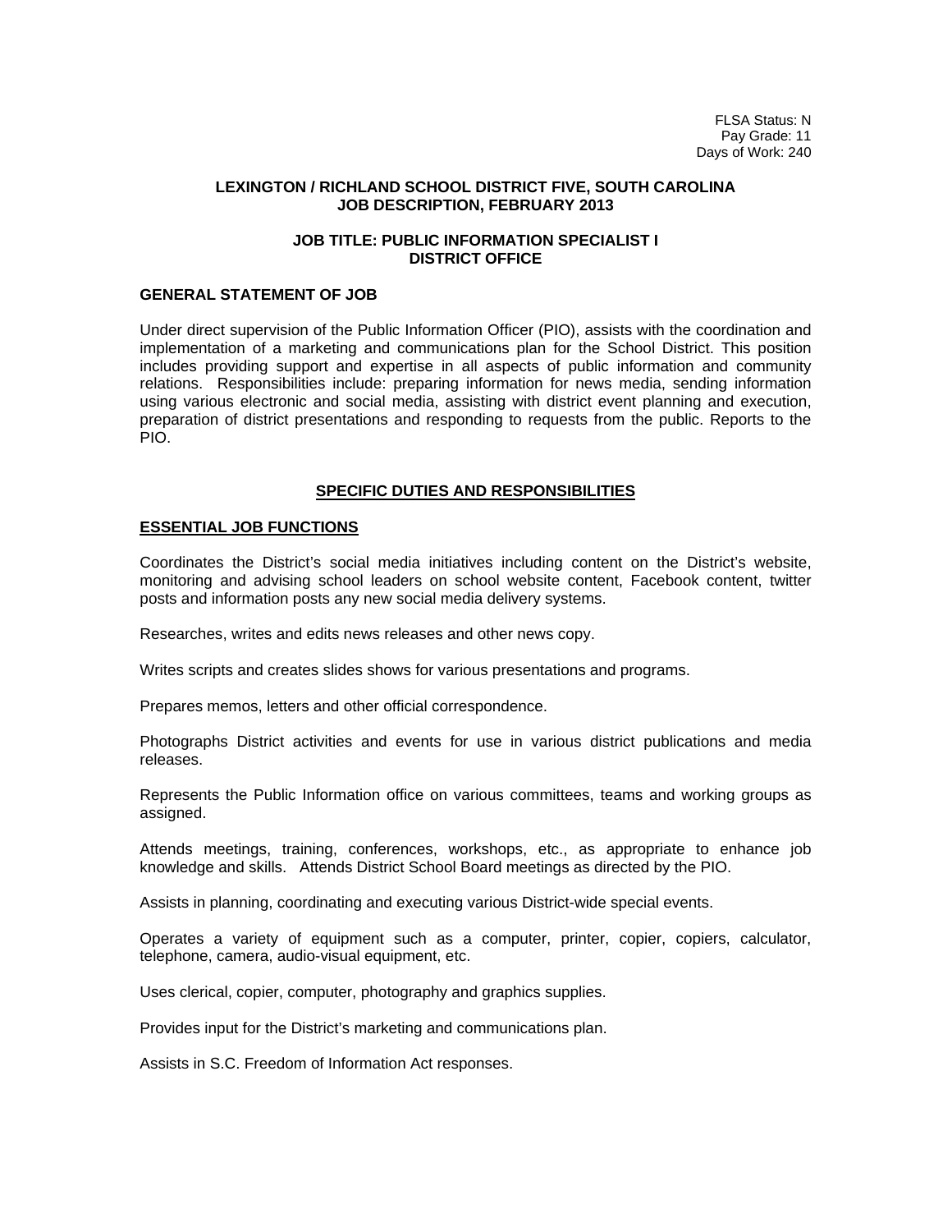FLSA Status: N
Pay Grade: 11
Days of Work: 240

**LEXINGTON / RICHLAND SCHOOL DISTRICT FIVE, SOUTH CAROLINA**
**JOB DESCRIPTION, FEBRUARY 2013**

**JOB TITLE: PUBLIC INFORMATION SPECIALIST I**
**DISTRICT OFFICE**

## GENERAL STATEMENT OF JOB

Under direct supervision of the Public Information Officer (PIO), assists with the coordination and implementation of a marketing and communications plan for the School District. This position includes providing support and expertise in all aspects of public information and community relations. Responsibilities include: preparing information for news media, sending information using various electronic and social media, assisting with district event planning and execution, preparation of district presentations and responding to requests from the public. Reports to the PIO.

## SPECIFIC DUTIES AND RESPONSIBILITIES

### ESSENTIAL JOB FUNCTIONS

Coordinates the District's social media initiatives including content on the District's website, monitoring and advising school leaders on school website content, Facebook content, twitter posts and information posts any new social media delivery systems.

Researches, writes and edits news releases and other news copy.

Writes scripts and creates slides shows for various presentations and programs.

Prepares memos, letters and other official correspondence.

Photographs District activities and events for use in various district publications and media releases.

Represents the Public Information office on various committees, teams and working groups as assigned.

Attends meetings, training, conferences, workshops, etc., as appropriate to enhance job knowledge and skills. Attends District School Board meetings as directed by the PIO.

Assists in planning, coordinating and executing various District-wide special events.

Operates a variety of equipment such as a computer, printer, copier, copiers, calculator, telephone, camera, audio-visual equipment, etc.

Uses clerical, copier, computer, photography and graphics supplies.

Provides input for the District's marketing and communications plan.

Assists in S.C. Freedom of Information Act responses.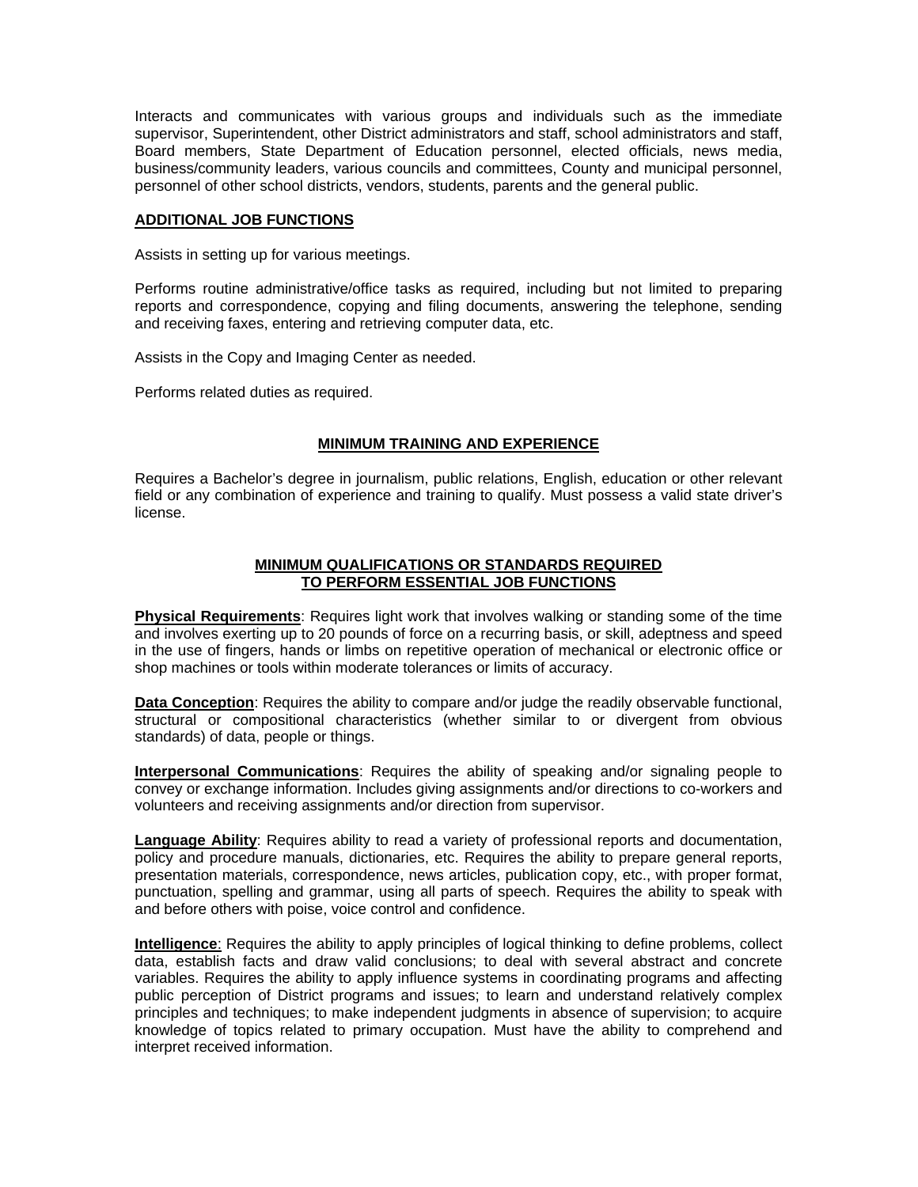Interacts and communicates with various groups and individuals such as the immediate supervisor, Superintendent, other District administrators and staff, school administrators and staff, Board members, State Department of Education personnel, elected officials, news media, business/community leaders, various councils and committees, County and municipal personnel, personnel of other school districts, vendors, students, parents and the general public.

**ADDITIONAL JOB FUNCTIONS**

Assists in setting up for various meetings.

Performs routine administrative/office tasks as required, including but not limited to preparing reports and correspondence, copying and filing documents, answering the telephone, sending and receiving faxes, entering and retrieving computer data, etc.

Assists in the Copy and Imaging Center as needed.

Performs related duties as required.

## MINIMUM TRAINING AND EXPERIENCE

Requires a Bachelor's degree in journalism, public relations, English, education or other relevant field or any combination of experience and training to qualify. Must possess a valid state driver's license.

## MINIMUM QUALIFICATIONS OR STANDARDS REQUIRED TO PERFORM ESSENTIAL JOB FUNCTIONS

**Physical Requirements**: Requires light work that involves walking or standing some of the time and involves exerting up to 20 pounds of force on a recurring basis, or skill, adeptness and speed in the use of fingers, hands or limbs on repetitive operation of mechanical or electronic office or shop machines or tools within moderate tolerances or limits of accuracy.

**Data Conception**: Requires the ability to compare and/or judge the readily observable functional, structural or compositional characteristics (whether similar to or divergent from obvious standards) of data, people or things.

**Interpersonal Communications**: Requires the ability of speaking and/or signaling people to convey or exchange information. Includes giving assignments and/or directions to co-workers and volunteers and receiving assignments and/or direction from supervisor.

**Language Ability**: Requires ability to read a variety of professional reports and documentation, policy and procedure manuals, dictionaries, etc. Requires the ability to prepare general reports, presentation materials, correspondence, news articles, publication copy, etc., with proper format, punctuation, spelling and grammar, using all parts of speech. Requires the ability to speak with and before others with poise, voice control and confidence.

**Intelligence**: Requires the ability to apply principles of logical thinking to define problems, collect data, establish facts and draw valid conclusions; to deal with several abstract and concrete variables. Requires the ability to apply influence systems in coordinating programs and affecting public perception of District programs and issues; to learn and understand relatively complex principles and techniques; to make independent judgments in absence of supervision; to acquire knowledge of topics related to primary occupation. Must have the ability to comprehend and interpret received information.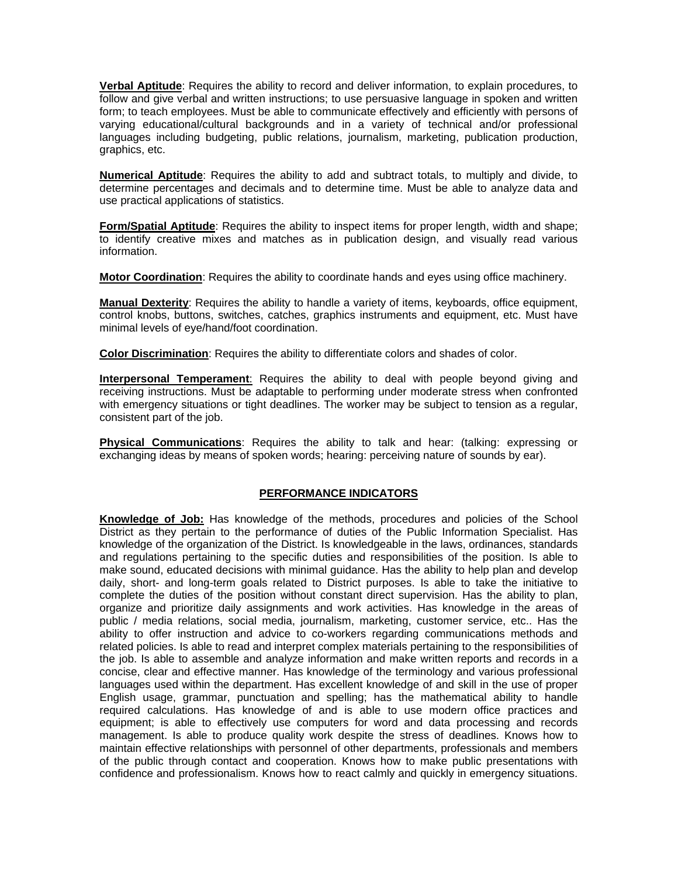**Verbal Aptitude**: Requires the ability to record and deliver information, to explain procedures, to follow and give verbal and written instructions; to use persuasive language in spoken and written form; to teach employees. Must be able to communicate effectively and efficiently with persons of varying educational/cultural backgrounds and in a variety of technical and/or professional languages including budgeting, public relations, journalism, marketing, publication production, graphics, etc.

**Numerical Aptitude**: Requires the ability to add and subtract totals, to multiply and divide, to determine percentages and decimals and to determine time. Must be able to analyze data and use practical applications of statistics.

**Form/Spatial Aptitude**: Requires the ability to inspect items for proper length, width and shape; to identify creative mixes and matches as in publication design, and visually read various information.

**Motor Coordination**: Requires the ability to coordinate hands and eyes using office machinery.

**Manual Dexterity**: Requires the ability to handle a variety of items, keyboards, office equipment, control knobs, buttons, switches, catches, graphics instruments and equipment, etc. Must have minimal levels of eye/hand/foot coordination.

**Color Discrimination**: Requires the ability to differentiate colors and shades of color.

**Interpersonal Temperament**: Requires the ability to deal with people beyond giving and receiving instructions. Must be adaptable to performing under moderate stress when confronted with emergency situations or tight deadlines. The worker may be subject to tension as a regular, consistent part of the job.

**Physical Communications**: Requires the ability to talk and hear: (talking: expressing or exchanging ideas by means of spoken words; hearing: perceiving nature of sounds by ear).

## PERFORMANCE INDICATORS

**Knowledge of Job:** Has knowledge of the methods, procedures and policies of the School District as they pertain to the performance of duties of the Public Information Specialist. Has knowledge of the organization of the District. Is knowledgeable in the laws, ordinances, standards and regulations pertaining to the specific duties and responsibilities of the position. Is able to make sound, educated decisions with minimal guidance. Has the ability to help plan and develop daily, short- and long-term goals related to District purposes. Is able to take the initiative to complete the duties of the position without constant direct supervision. Has the ability to plan, organize and prioritize daily assignments and work activities. Has knowledge in the areas of public / media relations, social media, journalism, marketing, customer service, etc.. Has the ability to offer instruction and advice to co-workers regarding communications methods and related policies. Is able to read and interpret complex materials pertaining to the responsibilities of the job. Is able to assemble and analyze information and make written reports and records in a concise, clear and effective manner. Has knowledge of the terminology and various professional languages used within the department. Has excellent knowledge of and skill in the use of proper English usage, grammar, punctuation and spelling; has the mathematical ability to handle required calculations. Has knowledge of and is able to use modern office practices and equipment; is able to effectively use computers for word and data processing and records management. Is able to produce quality work despite the stress of deadlines. Knows how to maintain effective relationships with personnel of other departments, professionals and members of the public through contact and cooperation. Knows how to make public presentations with confidence and professionalism. Knows how to react calmly and quickly in emergency situations.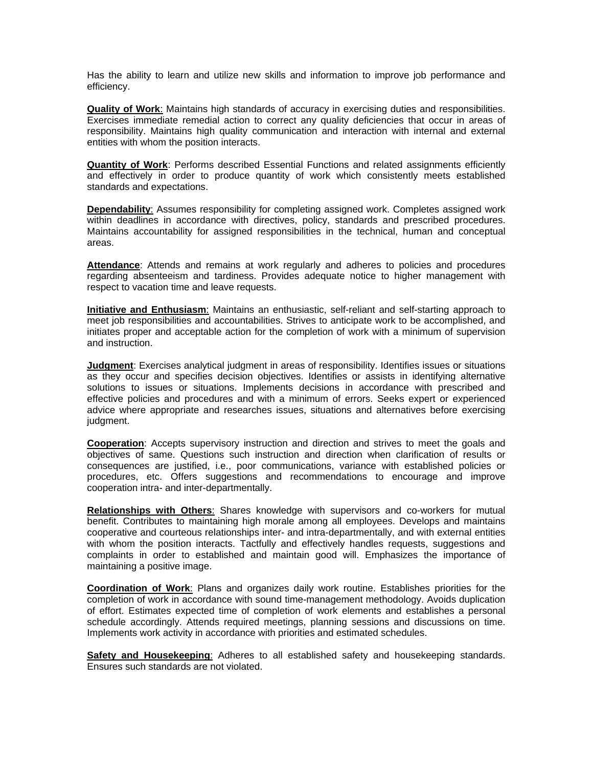Has the ability to learn and utilize new skills and information to improve job performance and efficiency.

**Quality of Work**: Maintains high standards of accuracy in exercising duties and responsibilities. Exercises immediate remedial action to correct any quality deficiencies that occur in areas of responsibility. Maintains high quality communication and interaction with internal and external entities with whom the position interacts.

**Quantity of Work**: Performs described Essential Functions and related assignments efficiently and effectively in order to produce quantity of work which consistently meets established standards and expectations.

**Dependability**: Assumes responsibility for completing assigned work. Completes assigned work within deadlines in accordance with directives, policy, standards and prescribed procedures. Maintains accountability for assigned responsibilities in the technical, human and conceptual areas.

**Attendance**: Attends and remains at work regularly and adheres to policies and procedures regarding absenteeism and tardiness. Provides adequate notice to higher management with respect to vacation time and leave requests.

**Initiative and Enthusiasm**: Maintains an enthusiastic, self-reliant and self-starting approach to meet job responsibilities and accountabilities. Strives to anticipate work to be accomplished, and initiates proper and acceptable action for the completion of work with a minimum of supervision and instruction.

**Judgment**: Exercises analytical judgment in areas of responsibility. Identifies issues or situations as they occur and specifies decision objectives. Identifies or assists in identifying alternative solutions to issues or situations. Implements decisions in accordance with prescribed and effective policies and procedures and with a minimum of errors. Seeks expert or experienced advice where appropriate and researches issues, situations and alternatives before exercising judgment.

**Cooperation**: Accepts supervisory instruction and direction and strives to meet the goals and objectives of same. Questions such instruction and direction when clarification of results or consequences are justified, i.e., poor communications, variance with established policies or procedures, etc. Offers suggestions and recommendations to encourage and improve cooperation intra- and inter-departmentally.

**Relationships with Others**: Shares knowledge with supervisors and co-workers for mutual benefit. Contributes to maintaining high morale among all employees. Develops and maintains cooperative and courteous relationships inter- and intra-departmentally, and with external entities with whom the position interacts. Tactfully and effectively handles requests, suggestions and complaints in order to established and maintain good will. Emphasizes the importance of maintaining a positive image.

**Coordination of Work**: Plans and organizes daily work routine. Establishes priorities for the completion of work in accordance with sound time-management methodology. Avoids duplication of effort. Estimates expected time of completion of work elements and establishes a personal schedule accordingly. Attends required meetings, planning sessions and discussions on time. Implements work activity in accordance with priorities and estimated schedules.

**Safety and Housekeeping**: Adheres to all established safety and housekeeping standards. Ensures such standards are not violated.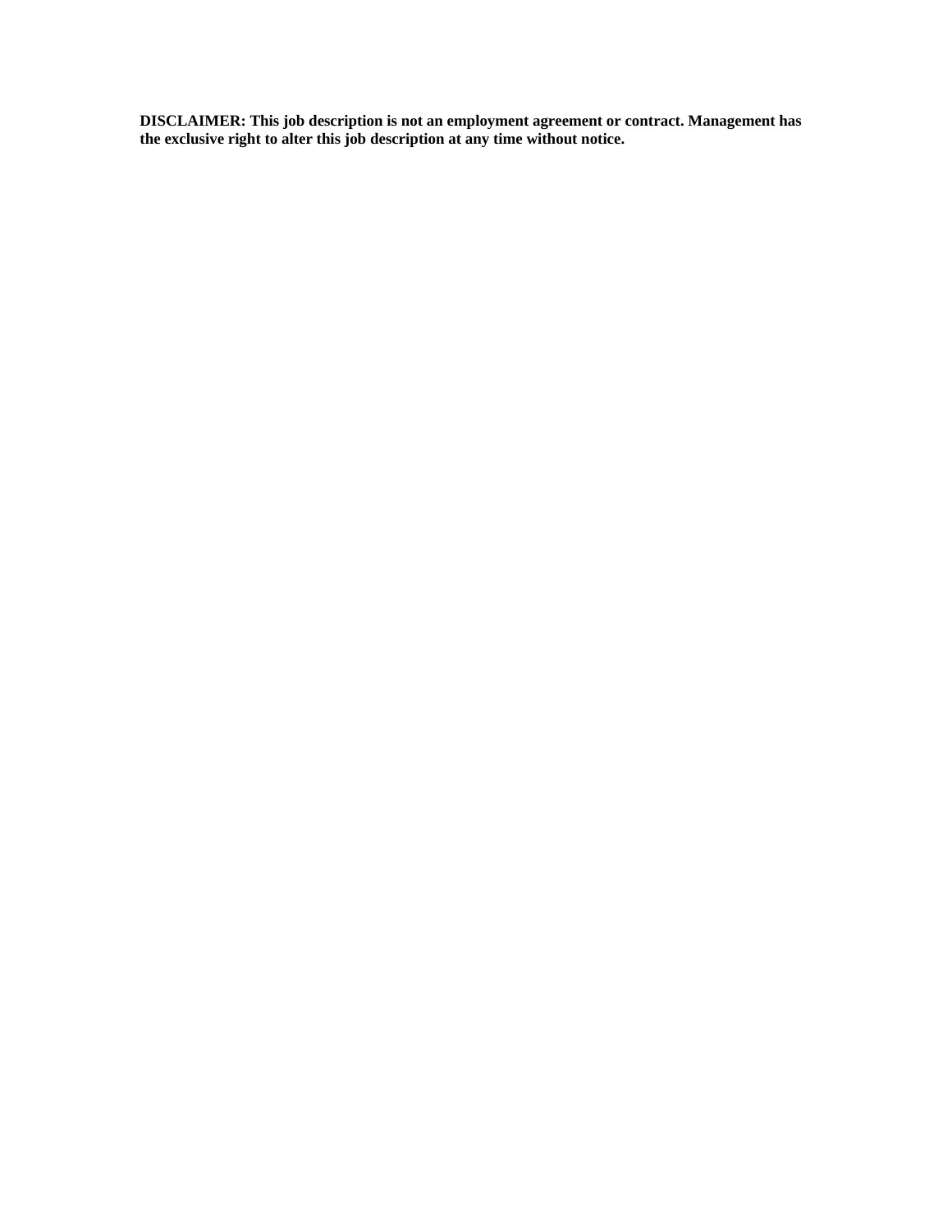**DISCLAIMER: This job description is not an employment agreement or contract. Management has the exclusive right to alter this job description at any time without notice.**